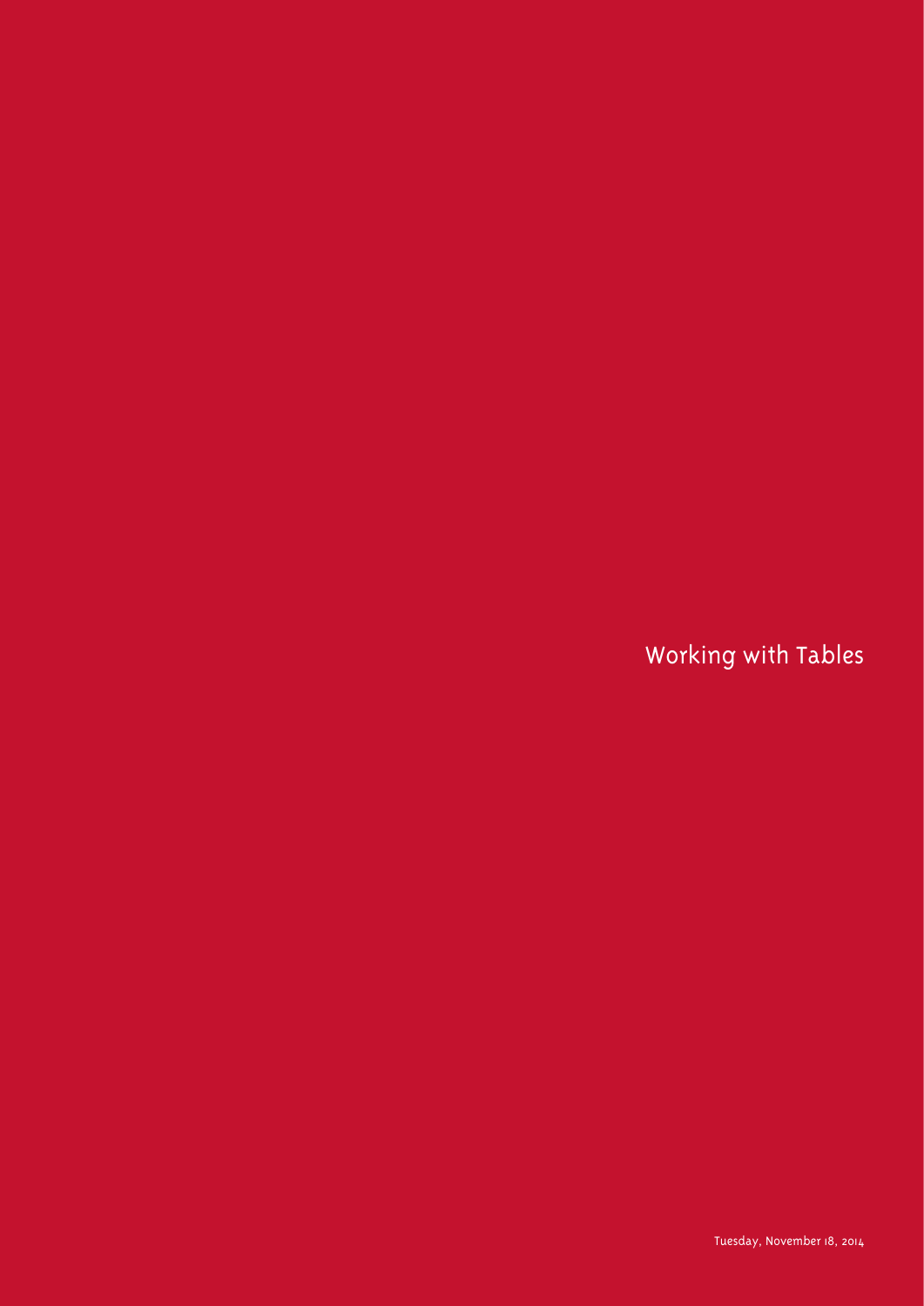# Working with Tables

Tuesday, November 18, 2014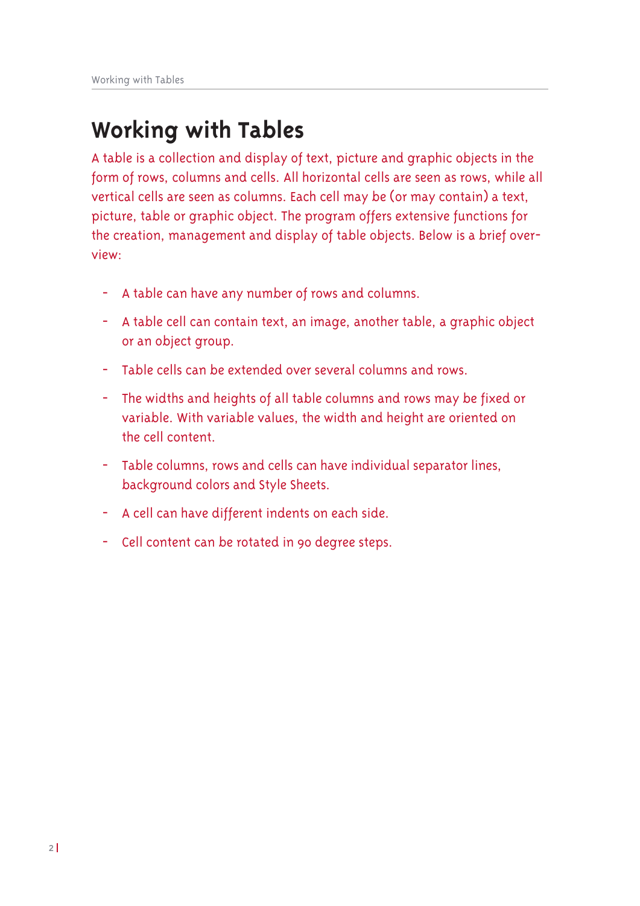# Working with Tables

A table is a collection and display of text, picture and graphic objects in the form of rows, columns and cells. All horizontal cells are seen as rows, while all vertical cells are seen as columns. Each cell may be (or may contain) a text, picture, table or graphic object. The program offers extensive functions for the creation, management and display of table objects. Below is a brief overview:

- A table can have any number of rows and columns.
- A table cell can contain text, an image, another table, a graphic object or an object group.
- Table cells can be extended over several columns and rows.
- The widths and heights of all table columns and rows may be fixed or variable. With variable values, the width and height are oriented on the cell content.
- Table columns, rows and cells can have individual separator lines, background colors and Style Sheets.
- A cell can have different indents on each side.
- Cell content can be rotated in 90 degree steps.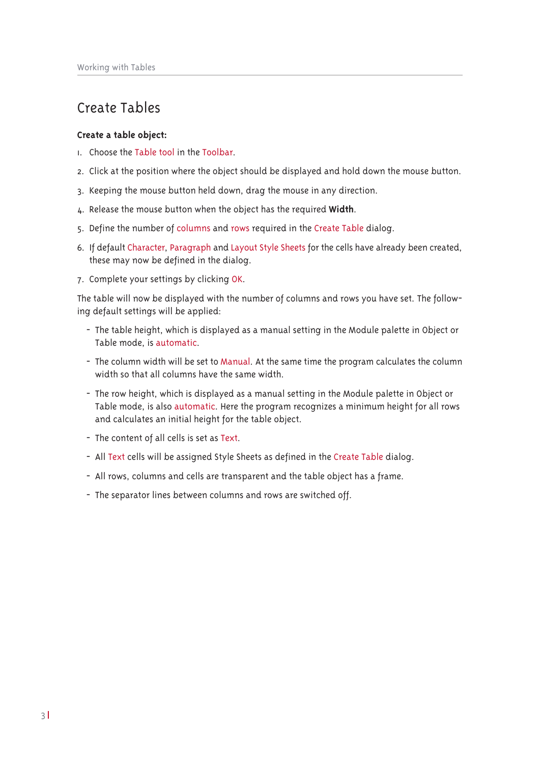## Create Tables

**Create a table object:**

1. Choose the Table tool in the Toolbar.
2. Click at the position where the object should be displayed and hold down the mouse button.
3. Keeping the mouse button held down, drag the mouse in any direction.
4. Release the mouse button when the object has the required **Width**.
5. Define the number of columns and rows required in the Create Table dialog.
6. If default Character, Paragraph and Layout Style Sheets for the cells have already been created, these may now be defined in the dialog.
7. Complete your settings by clicking OK.

The table will now be displayed with the number of columns and rows you have set. The following default settings will be applied:

- The table height, which is displayed as a manual setting in the Module palette in Object or Table mode, is automatic.
- The column width will be set to Manual. At the same time the program calculates the column width so that all columns have the same width.
- The row height, which is displayed as a manual setting in the Module palette in Object or Table mode, is also automatic. Here the program recognizes a minimum height for all rows and calculates an initial height for the table object.
- The content of all cells is set as Text.
- All Text cells will be assigned Style Sheets as defined in the Create Table dialog.
- All rows, columns and cells are transparent and the table object has a frame.
- The separator lines between columns and rows are switched off.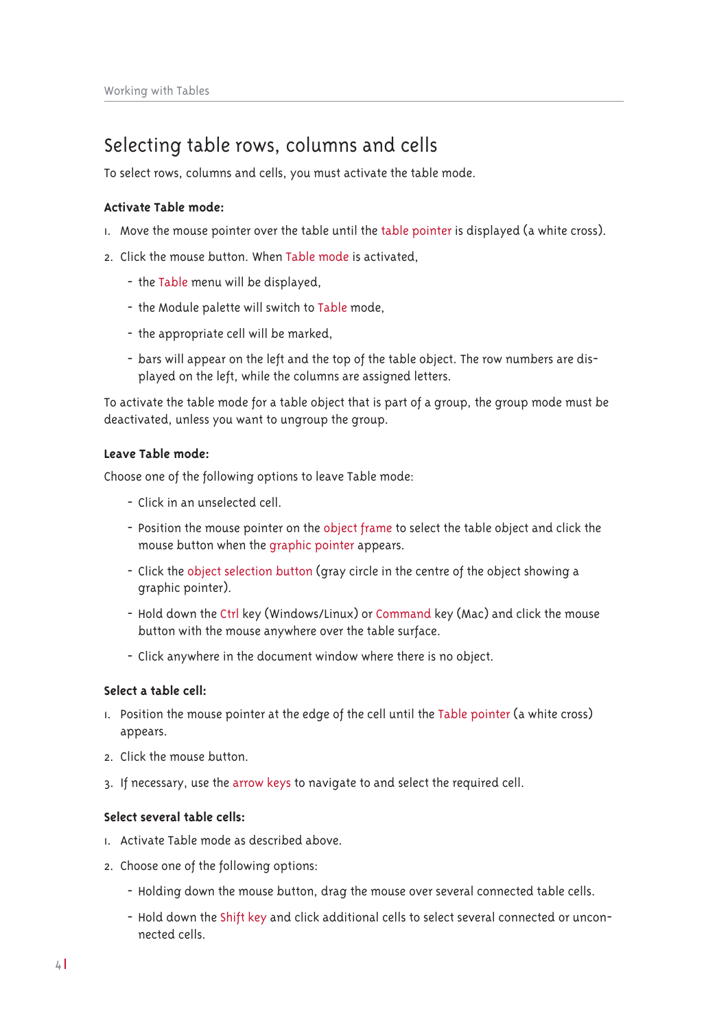## Selecting table rows, columns and cells

To select rows, columns and cells, you must activate the table mode.

**Activate Table mode:**

1. Move the mouse pointer over the table until the table pointer is displayed (a white cross).
2. Click the mouse button. When Table mode is activated,
   - the Table menu will be displayed,
   - the Module palette will switch to Table mode,
   - the appropriate cell will be marked,
   - bars will appear on the left and the top of the table object. The row numbers are displayed on the left, while the columns are assigned letters.

To activate the table mode for a table object that is part of a group, the group mode must be deactivated, unless you want to ungroup the group.

**Leave Table mode:**

Choose one of the following options to leave Table mode:

- Click in an unselected cell.
- Position the mouse pointer on the object frame to select the table object and click the mouse button when the graphic pointer appears.
- Click the object selection button (gray circle in the centre of the object showing a graphic pointer).
- Hold down the Ctrl key (Windows/Linux) or Command key (Mac) and click the mouse button with the mouse anywhere over the table surface.
- Click anywhere in the document window where there is no object.

**Select a table cell:**

1. Position the mouse pointer at the edge of the cell until the Table pointer (a white cross) appears.
2. Click the mouse button.
3. If necessary, use the arrow keys to navigate to and select the required cell.

**Select several table cells:**

1. Activate Table mode as described above.
2. Choose one of the following options:
   - Holding down the mouse button, drag the mouse over several connected table cells.
   - Hold down the Shift key and click additional cells to select several connected or unconnected cells.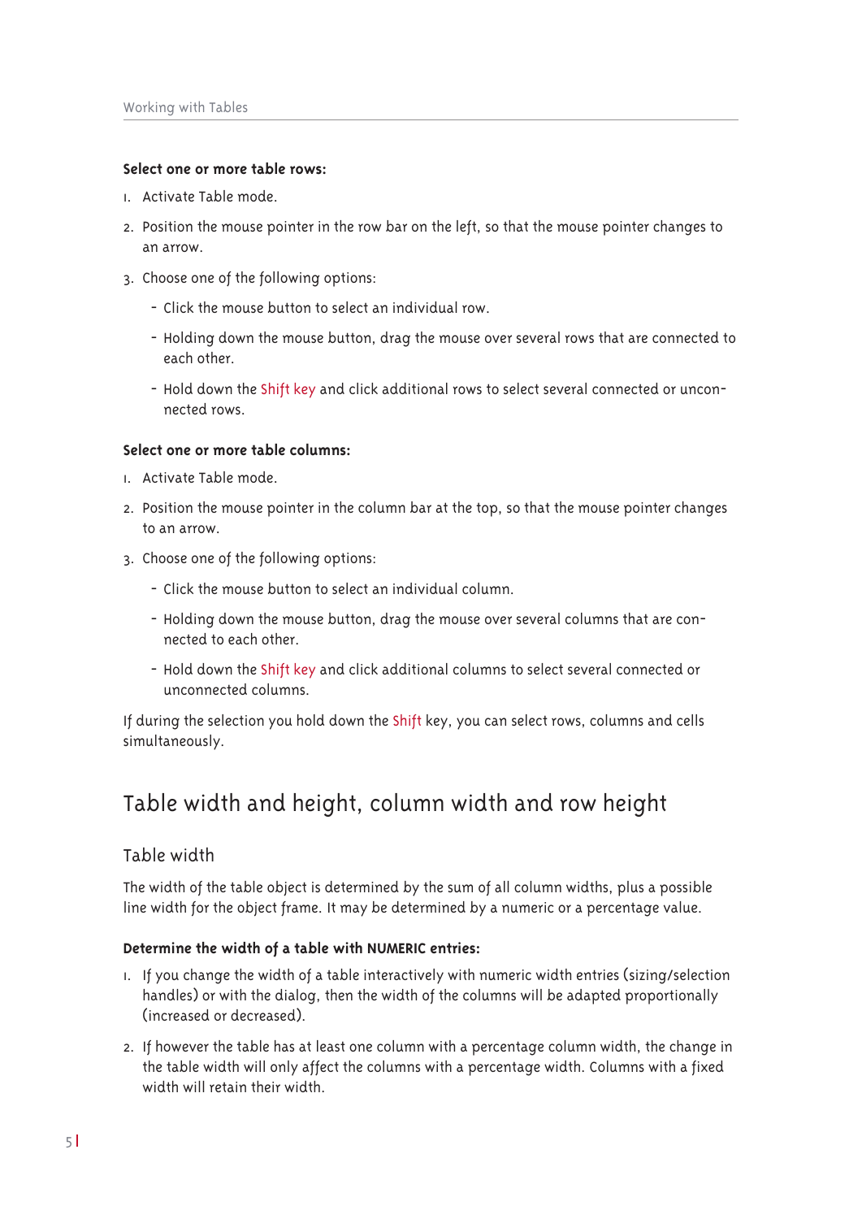**Select one or more table rows:**

1. Activate Table mode.
2. Position the mouse pointer in the row bar on the left, so that the mouse pointer changes to an arrow.
3. Choose one of the following options:
   - Click the mouse button to select an individual row.
   - Holding down the mouse button, drag the mouse over several rows that are connected to each other.
   - Hold down the Shift key and click additional rows to select several connected or unconnected rows.

**Select one or more table columns:**

1. Activate Table mode.
2. Position the mouse pointer in the column bar at the top, so that the mouse pointer changes to an arrow.
3. Choose one of the following options:
   - Click the mouse button to select an individual column.
   - Holding down the mouse button, drag the mouse over several columns that are connected to each other.
   - Hold down the Shift key and click additional columns to select several connected or unconnected columns.

If during the selection you hold down the Shift key, you can select rows, columns and cells simultaneously.

# Table width and height, column width and row height

## Table width

The width of the table object is determined by the sum of all column widths, plus a possible line width for the object frame. It may be determined by a numeric or a percentage value.

**Determine the width of a table with NUMERIC entries:**

1. If you change the width of a table interactively with numeric width entries (sizing/selection handles) or with the dialog, then the width of the columns will be adapted proportionally (increased or decreased).
2. If however the table has at least one column with a percentage column width, the change in the table width will only affect the columns with a percentage width. Columns with a fixed width will retain their width.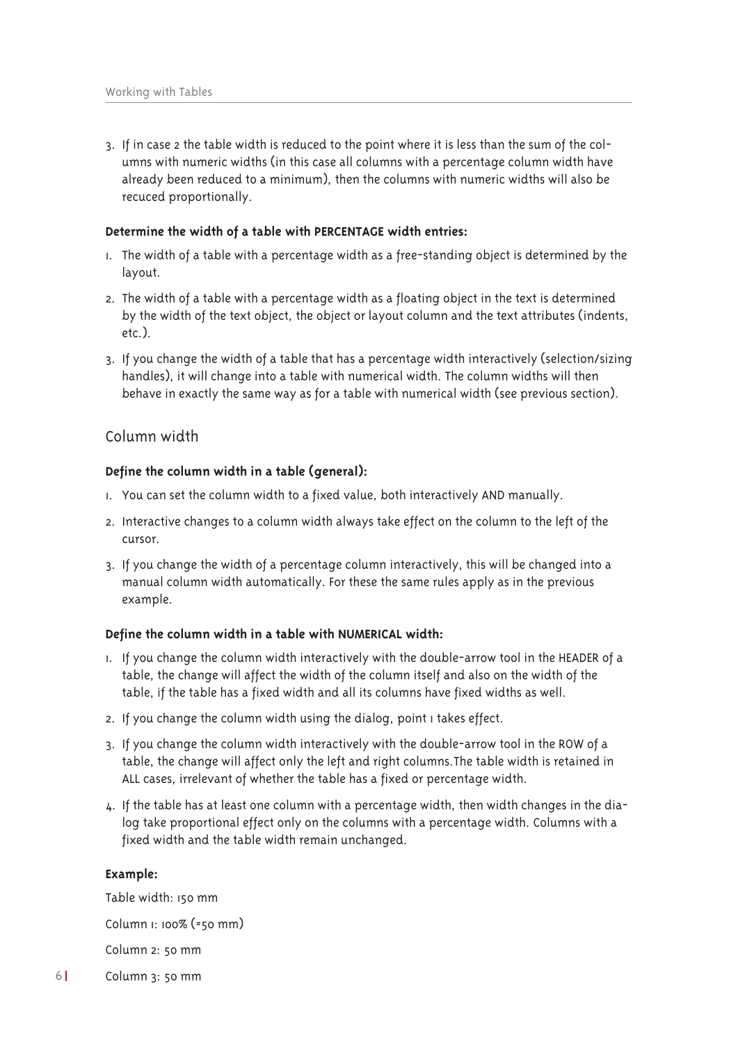3. If in case 2 the table width is reduced to the point where it is less than the sum of the columns with numeric widths (in this case all columns with a percentage column width have already been reduced to a minimum), then the columns with numeric widths will also be recuced proportionally.

**Determine the width of a table with PERCENTAGE width entries:**

1. The width of a table with a percentage width as a free-standing object is determined by the layout.
2. The width of a table with a percentage width as a floating object in the text is determined by the width of the text object, the object or layout column and the text attributes (indents, etc.).
3. If you change the width of a table that has a percentage width interactively (selection/sizing handles), it will change into a table with numerical width. The column widths will then behave in exactly the same way as for a table with numerical width (see previous section).

## Column width

**Define the column width in a table (general):**

1. You can set the column width to a fixed value, both interactively AND manually.
2. Interactive changes to a column width always take effect on the column to the left of the cursor.
3. If you change the width of a percentage column interactively, this will be changed into a manual column width automatically. For these the same rules apply as in the previous example.

**Define the column width in a table with NUMERICAL width:**

1. If you change the column width interactively with the double-arrow tool in the HEADER of a table, the change will affect the width of the column itself and also on the width of the table, if the table has a fixed width and all its columns have fixed widths as well.
2. If you change the column width using the dialog, point 1 takes effect.
3. If you change the column width interactively with the double-arrow tool in the ROW of a table, the change will affect only the left and right columns.The table width is retained in ALL cases, irrelevant of whether the table has a fixed or percentage width.
4. If the table has at least one column with a percentage width, then width changes in the dialog take proportional effect only on the columns with a percentage width. Columns with a fixed width and the table width remain unchanged.

**Example:**

Table width: 150 mm

Column 1: 100% (=50 mm)

Column 2: 50 mm

Column 3: 50 mm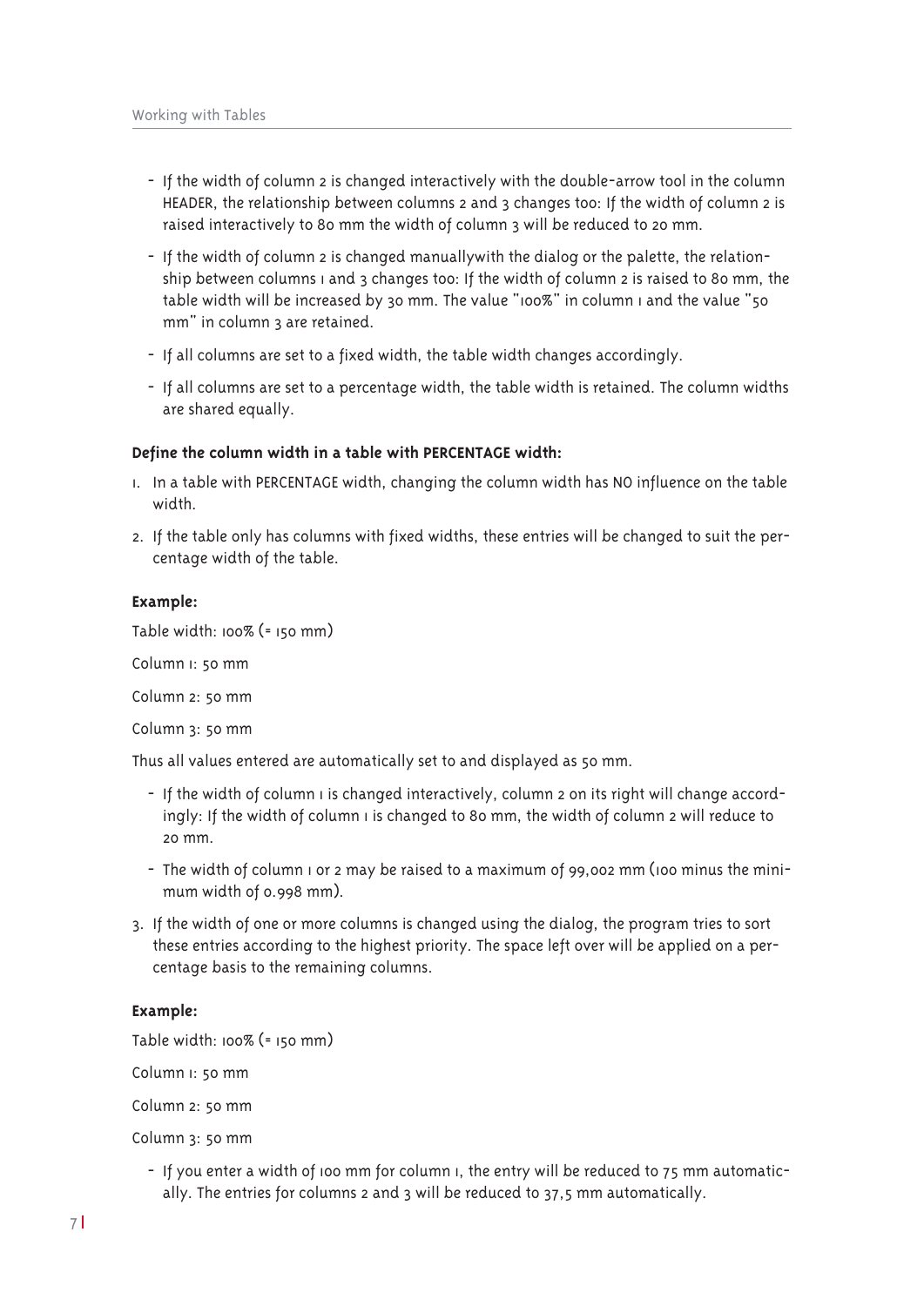- If the width of column 2 is changed interactively with the double-arrow tool in the column HEADER, the relationship between columns 2 and 3 changes too: If the width of column 2 is raised interactively to 80 mm the width of column 3 will be reduced to 20 mm.
- If the width of column 2 is changed manuallywith the dialog or the palette, the relationship between columns 1 and 3 changes too: If the width of column 2 is raised to 80 mm, the table width will be increased by 30 mm. The value "100%" in column 1 and the value "50 mm" in column 3 are retained.
- If all columns are set to a fixed width, the table width changes accordingly.
- If all columns are set to a percentage width, the table width is retained. The column widths are shared equally.

**Define the column width in a table with PERCENTAGE width:**

1. In a table with PERCENTAGE width, changing the column width has NO influence on the table width.
2. If the table only has columns with fixed widths, these entries will be changed to suit the percentage width of the table.

**Example:**

Table width: 100% (= 150 mm)

Column 1: 50 mm

Column 2: 50 mm

Column 3: 50 mm

Thus all values entered are automatically set to and displayed as 50 mm.

- If the width of column 1 is changed interactively, column 2 on its right will change accordingly: If the width of column 1 is changed to 80 mm, the width of column 2 will reduce to 20 mm.
- The width of column 1 or 2 may be raised to a maximum of 99,002 mm (100 minus the minimum width of 0.998 mm).

3. If the width of one or more columns is changed using the dialog, the program tries to sort these entries according to the highest priority. The space left over will be applied on a percentage basis to the remaining columns.

**Example:**

Table width: 100% (= 150 mm)

Column 1: 50 mm

Column 2: 50 mm

Column 3: 50 mm

- If you enter a width of 100 mm for column 1, the entry will be reduced to 75 mm automatically. The entries for columns 2 and 3 will be reduced to 37,5 mm automatically.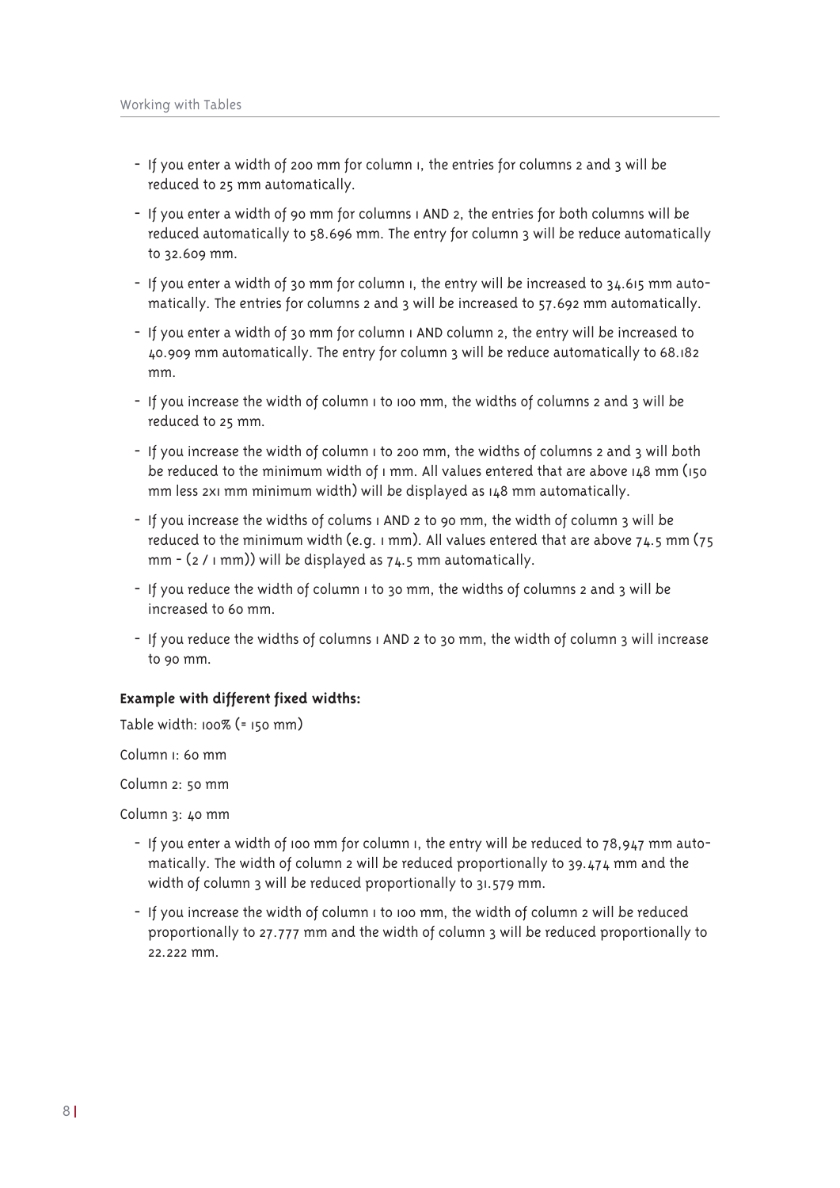- If you enter a width of 200 mm for column 1, the entries for columns 2 and 3 will be reduced to 25 mm automatically.
- If you enter a width of 90 mm for columns 1 AND 2, the entries for both columns will be reduced automatically to 58.696 mm. The entry for column 3 will be reduce automatically to 32.609 mm.
- If you enter a width of 30 mm for column 1, the entry will be increased to 34.615 mm automatically. The entries for columns 2 and 3 will be increased to 57.692 mm automatically.
- If you enter a width of 30 mm for column 1 AND column 2, the entry will be increased to 40.909 mm automatically. The entry for column 3 will be reduce automatically to 68.182 mm.
- If you increase the width of column 1 to 100 mm, the widths of columns 2 and 3 will be reduced to 25 mm.
- If you increase the width of column 1 to 200 mm, the widths of columns 2 and 3 will both be reduced to the minimum width of 1 mm. All values entered that are above 148 mm (150 mm less 2x1 mm minimum width) will be displayed as 148 mm automatically.
- If you increase the widths of colums 1 AND 2 to 90 mm, the width of column 3 will be reduced to the minimum width (e.g. 1 mm). All values entered that are above 74.5 mm (75 mm - (2 / 1 mm)) will be displayed as 74.5 mm automatically.
- If you reduce the width of column 1 to 30 mm, the widths of columns 2 and 3 will be increased to 60 mm.
- If you reduce the widths of columns 1 AND 2 to 30 mm, the width of column 3 will increase to 90 mm.

**Example with different fixed widths:**

Table width: 100% (= 150 mm)

Column 1: 60 mm

Column 2: 50 mm

Column 3: 40 mm

- If you enter a width of 100 mm for column 1, the entry will be reduced to 78,947 mm automatically. The width of column 2 will be reduced proportionally to 39.474 mm and the width of column 3 will be reduced proportionally to 31.579 mm.
- If you increase the width of column 1 to 100 mm, the width of column 2 will be reduced proportionally to 27.777 mm and the width of column 3 will be reduced proportionally to 22.222 mm.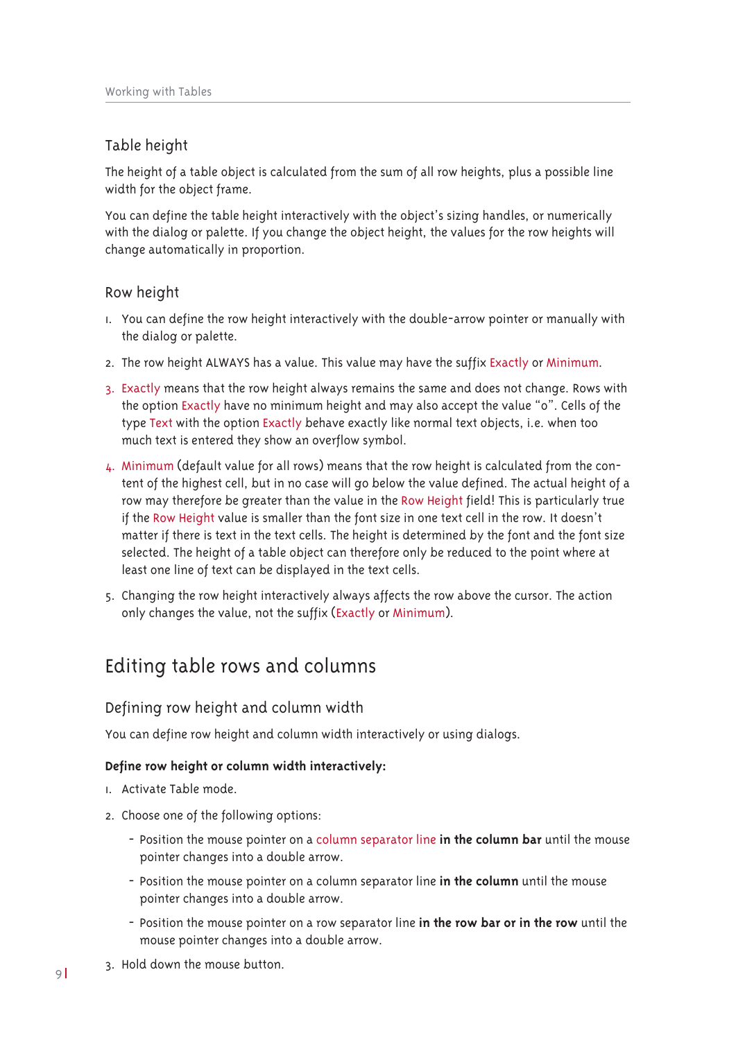### Table height

The height of a table object is calculated from the sum of all row heights, plus a possible line width for the object frame.

You can define the table height interactively with the object's sizing handles, or numerically with the dialog or palette. If you change the object height, the values for the row heights will change automatically in proportion.

### Row height

1. You can define the row height interactively with the double-arrow pointer or manually with the dialog or palette.
2. The row height ALWAYS has a value. This value may have the suffix Exactly or Minimum.
3. Exactly means that the row height always remains the same and does not change. Rows with the option Exactly have no minimum height and may also accept the value "0". Cells of the type Text with the option Exactly behave exactly like normal text objects, i.e. when too much text is entered they show an overflow symbol.
4. Minimum (default value for all rows) means that the row height is calculated from the content of the highest cell, but in no case will go below the value defined. The actual height of a row may therefore be greater than the value in the Row Height field! This is particularly true if the Row Height value is smaller than the font size in one text cell in the row. It doesn't matter if there is text in the text cells. The height is determined by the font and the font size selected. The height of a table object can therefore only be reduced to the point where at least one line of text can be displayed in the text cells.
5. Changing the row height interactively always affects the row above the cursor. The action only changes the value, not the suffix (Exactly or Minimum).

## Editing table rows and columns

### Defining row height and column width

You can define row height and column width interactively or using dialogs.

**Define row height or column width interactively:**

1. Activate Table mode.
2. Choose one of the following options:
   - Position the mouse pointer on a column separator line **in the column bar** until the mouse pointer changes into a double arrow.
   - Position the mouse pointer on a column separator line **in the column** until the mouse pointer changes into a double arrow.
   - Position the mouse pointer on a row separator line **in the row bar or in the row** until the mouse pointer changes into a double arrow.
3. Hold down the mouse button.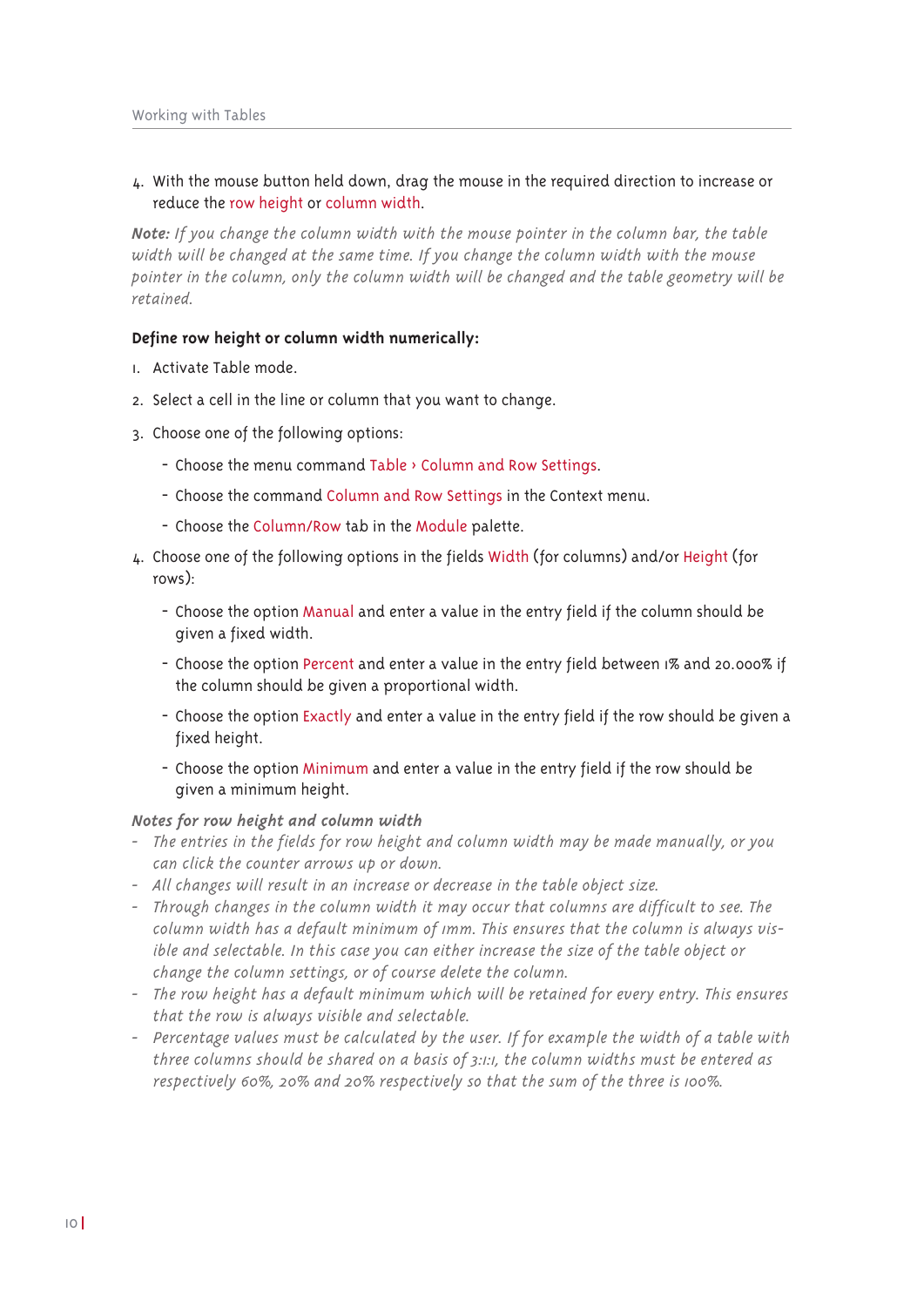4. With the mouse button held down, drag the mouse in the required direction to increase or reduce the row height or column width.

***Note:*** *If you change the column width with the mouse pointer in the column bar, the table width will be changed at the same time. If you change the column width with the mouse pointer in the column, only the column width will be changed and the table geometry will be retained.*

**Define row height or column width numerically:**

1. Activate Table mode.
2. Select a cell in the line or column that you want to change.
3. Choose one of the following options:
   - Choose the menu command Table › Column and Row Settings.
   - Choose the command Column and Row Settings in the Context menu.
   - Choose the Column/Row tab in the Module palette.
4. Choose one of the following options in the fields Width (for columns) and/or Height (for rows):
   - Choose the option Manual and enter a value in the entry field if the column should be given a fixed width.
   - Choose the option Percent and enter a value in the entry field between 1% and 20.000% if the column should be given a proportional width.
   - Choose the option Exactly and enter a value in the entry field if the row should be given a fixed height.
   - Choose the option Minimum and enter a value in the entry field if the row should be given a minimum height.

***Notes for row height and column width***

- *The entries in the fields for row height and column width may be made manually, or you can click the counter arrows up or down.*
- *All changes will result in an increase or decrease in the table object size.*
- *Through changes in the column width it may occur that columns are difficult to see. The column width has a default minimum of 1mm. This ensures that the column is always visible and selectable. In this case you can either increase the size of the table object or change the column settings, or of course delete the column.*
- *The row height has a default minimum which will be retained for every entry. This ensures that the row is always visible and selectable.*
- *Percentage values must be calculated by the user. If for example the width of a table with three columns should be shared on a basis of 3:1:1, the column widths must be entered as respectively 60%, 20% and 20% respectively so that the sum of the three is 100%.*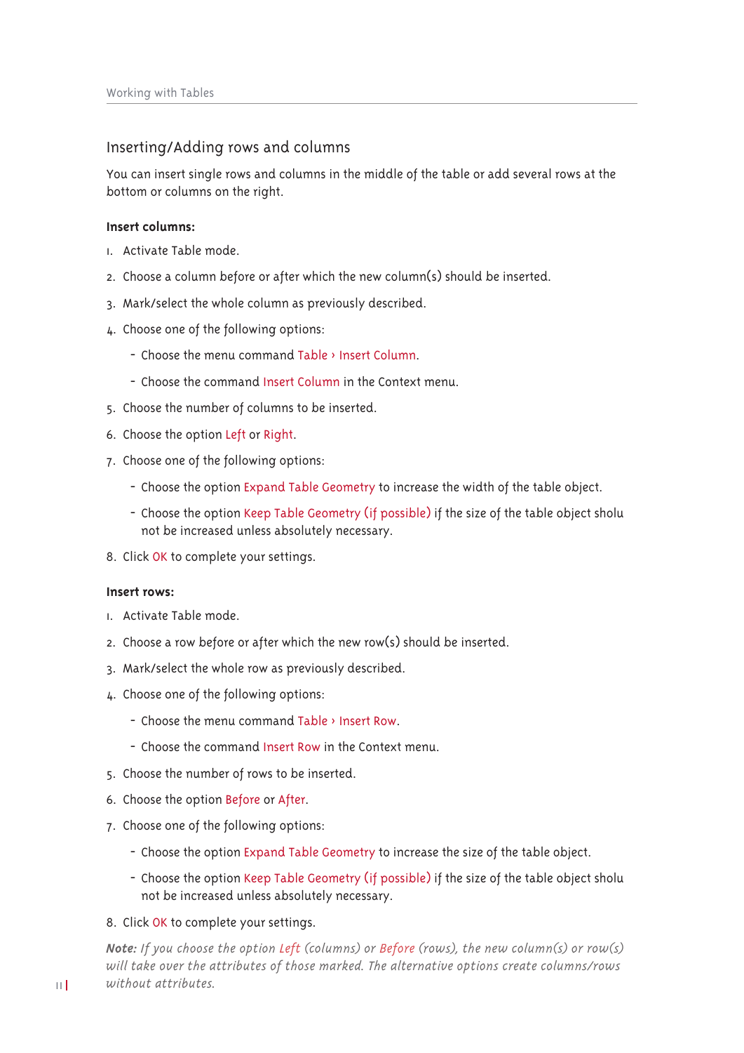## Inserting/Adding rows and columns

You can insert single rows and columns in the middle of the table or add several rows at the bottom or columns on the right.

**Insert columns:**

1. Activate Table mode.
2. Choose a column before or after which the new column(s) should be inserted.
3. Mark/select the whole column as previously described.
4. Choose one of the following options:
   - Choose the menu command Table › Insert Column.
   - Choose the command Insert Column in the Context menu.
5. Choose the number of columns to be inserted.
6. Choose the option Left or Right.
7. Choose one of the following options:
   - Choose the option Expand Table Geometry to increase the width of the table object.
   - Choose the option Keep Table Geometry (if possible) if the size of the table object sholu not be increased unless absolutely necessary.
8. Click OK to complete your settings.

**Insert rows:**

1. Activate Table mode.
2. Choose a row before or after which the new row(s) should be inserted.
3. Mark/select the whole row as previously described.
4. Choose one of the following options:
   - Choose the menu command Table › Insert Row.
   - Choose the command Insert Row in the Context menu.
5. Choose the number of rows to be inserted.
6. Choose the option Before or After.
7. Choose one of the following options:
   - Choose the option Expand Table Geometry to increase the size of the table object.
   - Choose the option Keep Table Geometry (if possible) if the size of the table object sholu not be increased unless absolutely necessary.
8. Click OK to complete your settings.

***Note:*** *If you choose the option Left (columns) or Before (rows), the new column(s) or row(s) will take over the attributes of those marked. The alternative options create columns/rows without attributes.*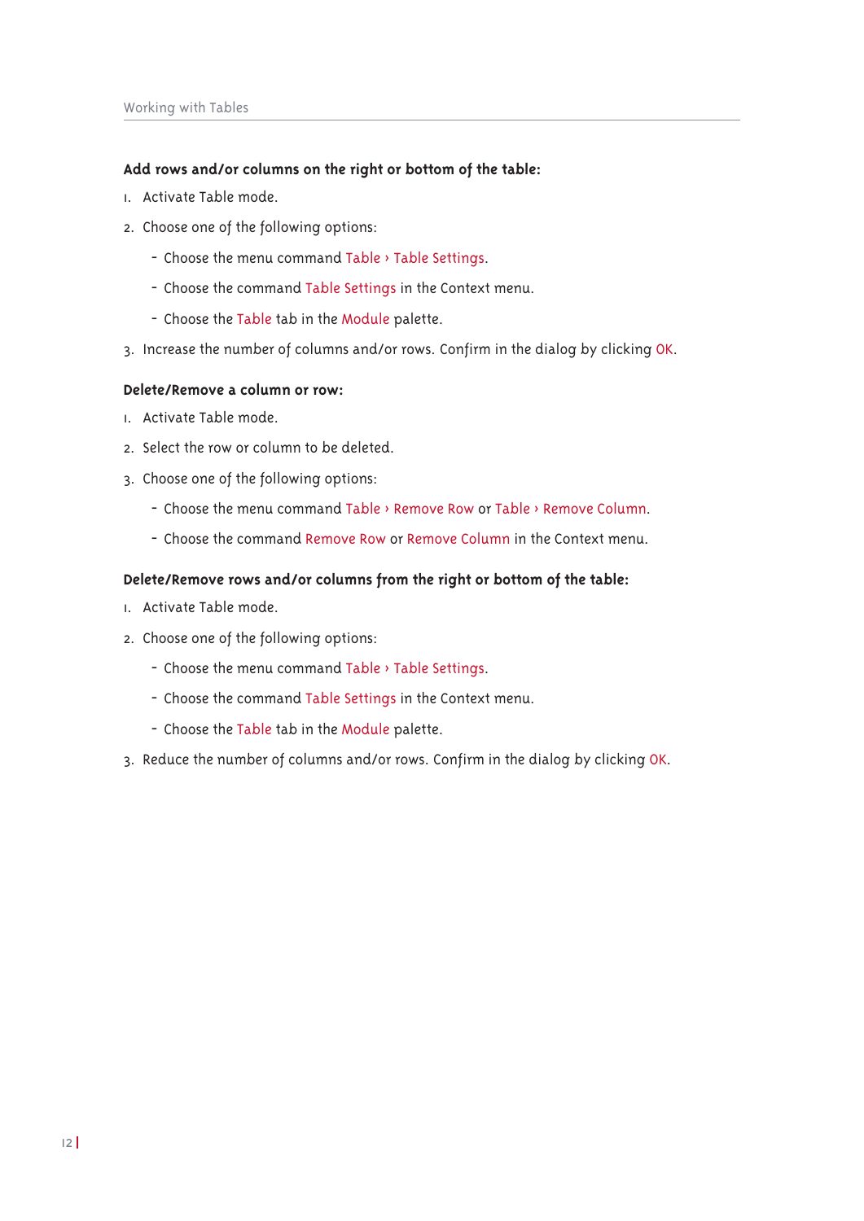**Add rows and/or columns on the right or bottom of the table:**

1. Activate Table mode.
2. Choose one of the following options:
   - Choose the menu command Table › Table Settings.
   - Choose the command Table Settings in the Context menu.
   - Choose the Table tab in the Module palette.
3. Increase the number of columns and/or rows. Confirm in the dialog by clicking OK.

**Delete/Remove a column or row:**

1. Activate Table mode.
2. Select the row or column to be deleted.
3. Choose one of the following options:
   - Choose the menu command Table › Remove Row or Table › Remove Column.
   - Choose the command Remove Row or Remove Column in the Context menu.

**Delete/Remove rows and/or columns from the right or bottom of the table:**

1. Activate Table mode.
2. Choose one of the following options:
   - Choose the menu command Table › Table Settings.
   - Choose the command Table Settings in the Context menu.
   - Choose the Table tab in the Module palette.
3. Reduce the number of columns and/or rows. Confirm in the dialog by clicking OK.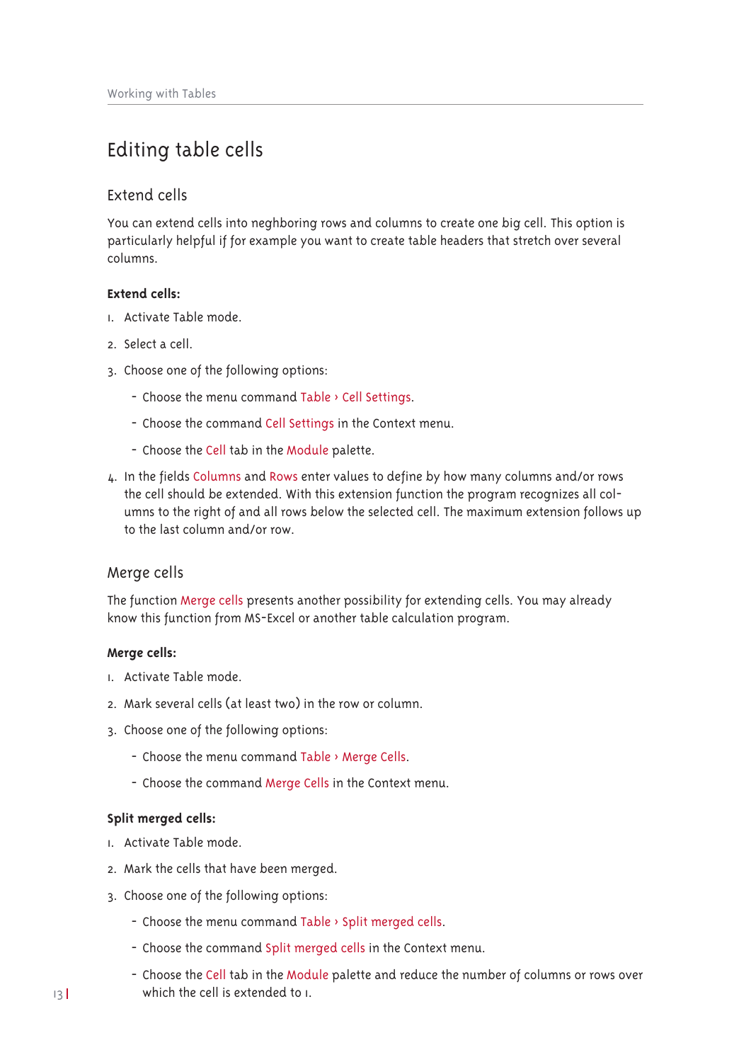# Editing table cells

## Extend cells

You can extend cells into neghboring rows and columns to create one big cell. This option is particularly helpful if for example you want to create table headers that stretch over several columns.

**Extend cells:**

1. Activate Table mode.
2. Select a cell.
3. Choose one of the following options:
   - Choose the menu command Table › Cell Settings.
   - Choose the command Cell Settings in the Context menu.
   - Choose the Cell tab in the Module palette.
4. In the fields Columns and Rows enter values to define by how many columns and/or rows the cell should be extended. With this extension function the program recognizes all columns to the right of and all rows below the selected cell. The maximum extension follows up to the last column and/or row.

## Merge cells

The function Merge cells presents another possibility for extending cells. You may already know this function from MS-Excel or another table calculation program.

**Merge cells:**

1. Activate Table mode.
2. Mark several cells (at least two) in the row or column.
3. Choose one of the following options:
   - Choose the menu command Table › Merge Cells.
   - Choose the command Merge Cells in the Context menu.

**Split merged cells:**

1. Activate Table mode.
2. Mark the cells that have been merged.
3. Choose one of the following options:
   - Choose the menu command Table › Split merged cells.
   - Choose the command Split merged cells in the Context menu.
   - Choose the Cell tab in the Module palette and reduce the number of columns or rows over which the cell is extended to 1.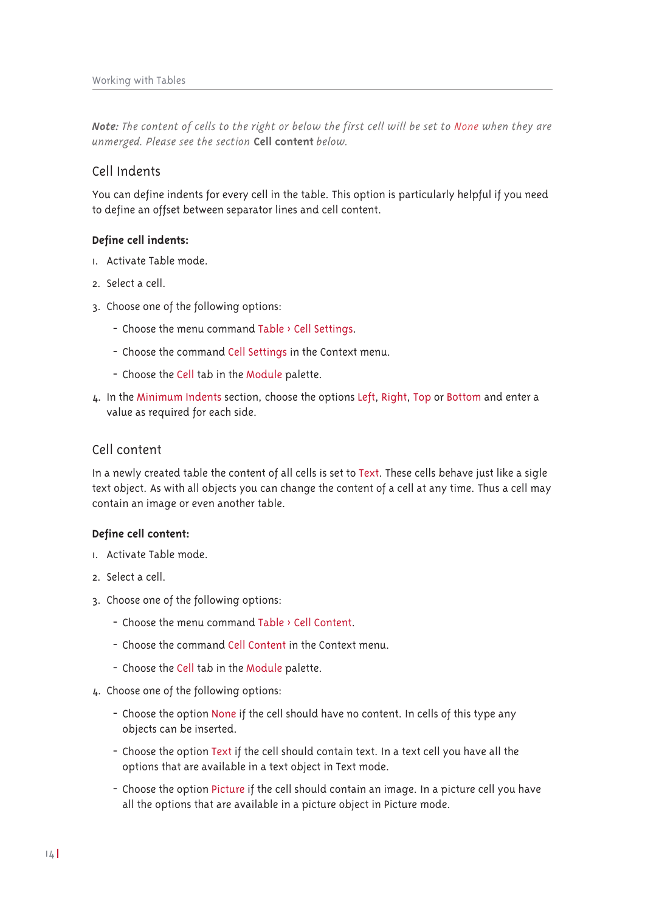*__Note:__ The content of cells to the right or below the first cell will be set to None when they are unmerged. Please see the section* **Cell content** *below.*

## Cell Indents

You can define indents for every cell in the table. This option is particularly helpful if you need to define an offset between separator lines and cell content.

**Define cell indents:**

1. Activate Table mode.
2. Select a cell.
3. Choose one of the following options:
   - Choose the menu command Table › Cell Settings.
   - Choose the command Cell Settings in the Context menu.
   - Choose the Cell tab in the Module palette.
4. In the Minimum Indents section, choose the options Left, Right, Top or Bottom and enter a value as required for each side.

## Cell content

In a newly created table the content of all cells is set to Text. These cells behave just like a sigle text object. As with all objects you can change the content of a cell at any time. Thus a cell may contain an image or even another table.

**Define cell content:**

1. Activate Table mode.
2. Select a cell.
3. Choose one of the following options:
   - Choose the menu command Table › Cell Content.
   - Choose the command Cell Content in the Context menu.
   - Choose the Cell tab in the Module palette.
4. Choose one of the following options:
   - Choose the option None if the cell should have no content. In cells of this type any objects can be inserted.
   - Choose the option Text if the cell should contain text. In a text cell you have all the options that are available in a text object in Text mode.
   - Choose the option Picture if the cell should contain an image. In a picture cell you have all the options that are available in a picture object in Picture mode.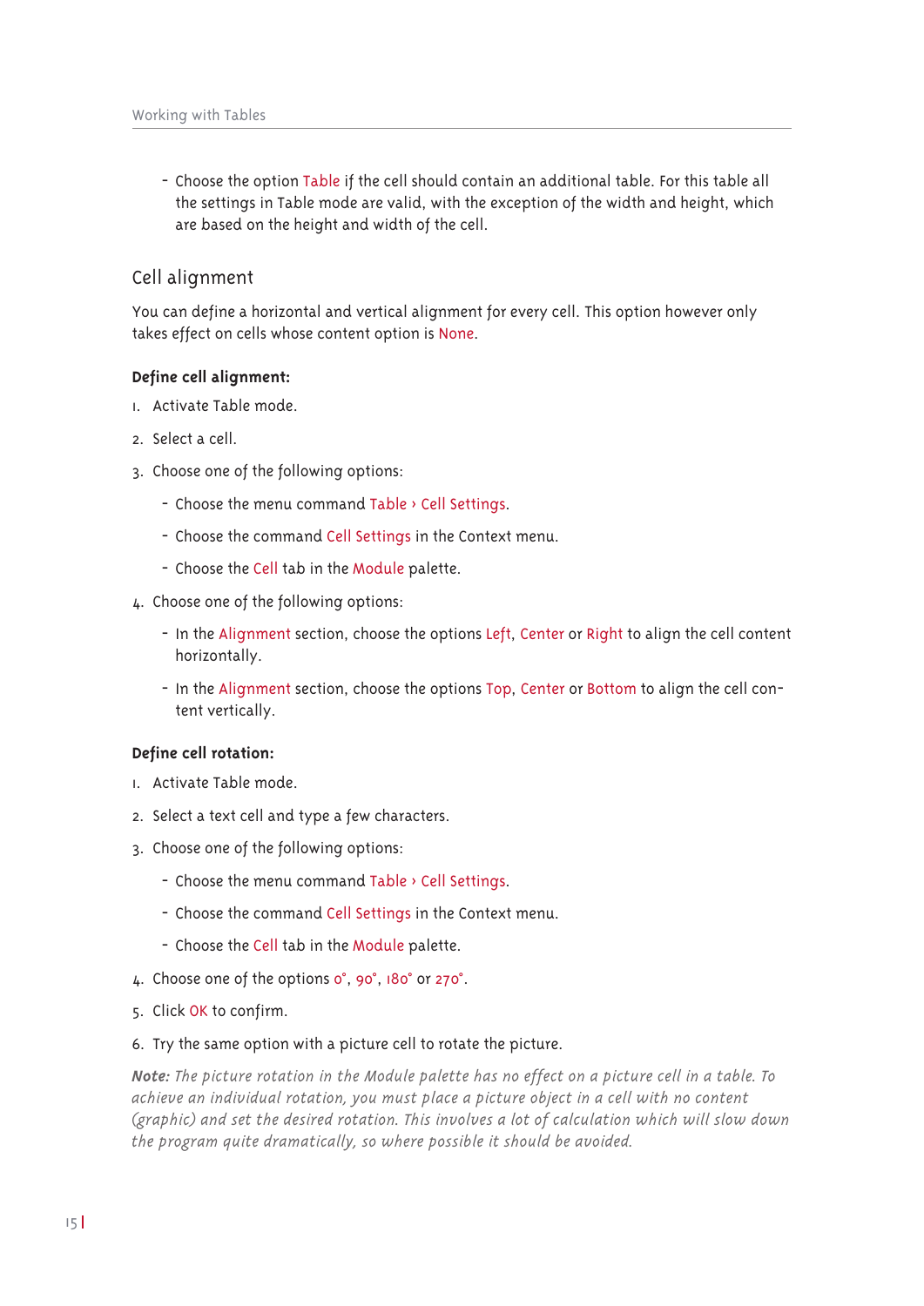- Choose the option Table if the cell should contain an additional table. For this table all the settings in Table mode are valid, with the exception of the width and height, which are based on the height and width of the cell.

## Cell alignment

You can define a horizontal and vertical alignment for every cell. This option however only takes effect on cells whose content option is None.

**Define cell alignment:**

1. Activate Table mode.
2. Select a cell.
3. Choose one of the following options:
   - Choose the menu command Table › Cell Settings.
   - Choose the command Cell Settings in the Context menu.
   - Choose the Cell tab in the Module palette.
4. Choose one of the following options:
   - In the Alignment section, choose the options Left, Center or Right to align the cell content horizontally.
   - In the Alignment section, choose the options Top, Center or Bottom to align the cell content vertically.

**Define cell rotation:**

1. Activate Table mode.
2. Select a text cell and type a few characters.
3. Choose one of the following options:
   - Choose the menu command Table › Cell Settings.
   - Choose the command Cell Settings in the Context menu.
   - Choose the Cell tab in the Module palette.
4. Choose one of the options 0°, 90°, 180° or 270°.
5. Click OK to confirm.
6. Try the same option with a picture cell to rotate the picture.

***Note:*** *The picture rotation in the Module palette has no effect on a picture cell in a table. To achieve an individual rotation, you must place a picture object in a cell with no content (graphic) and set the desired rotation. This involves a lot of calculation which will slow down the program quite dramatically, so where possible it should be avoided.*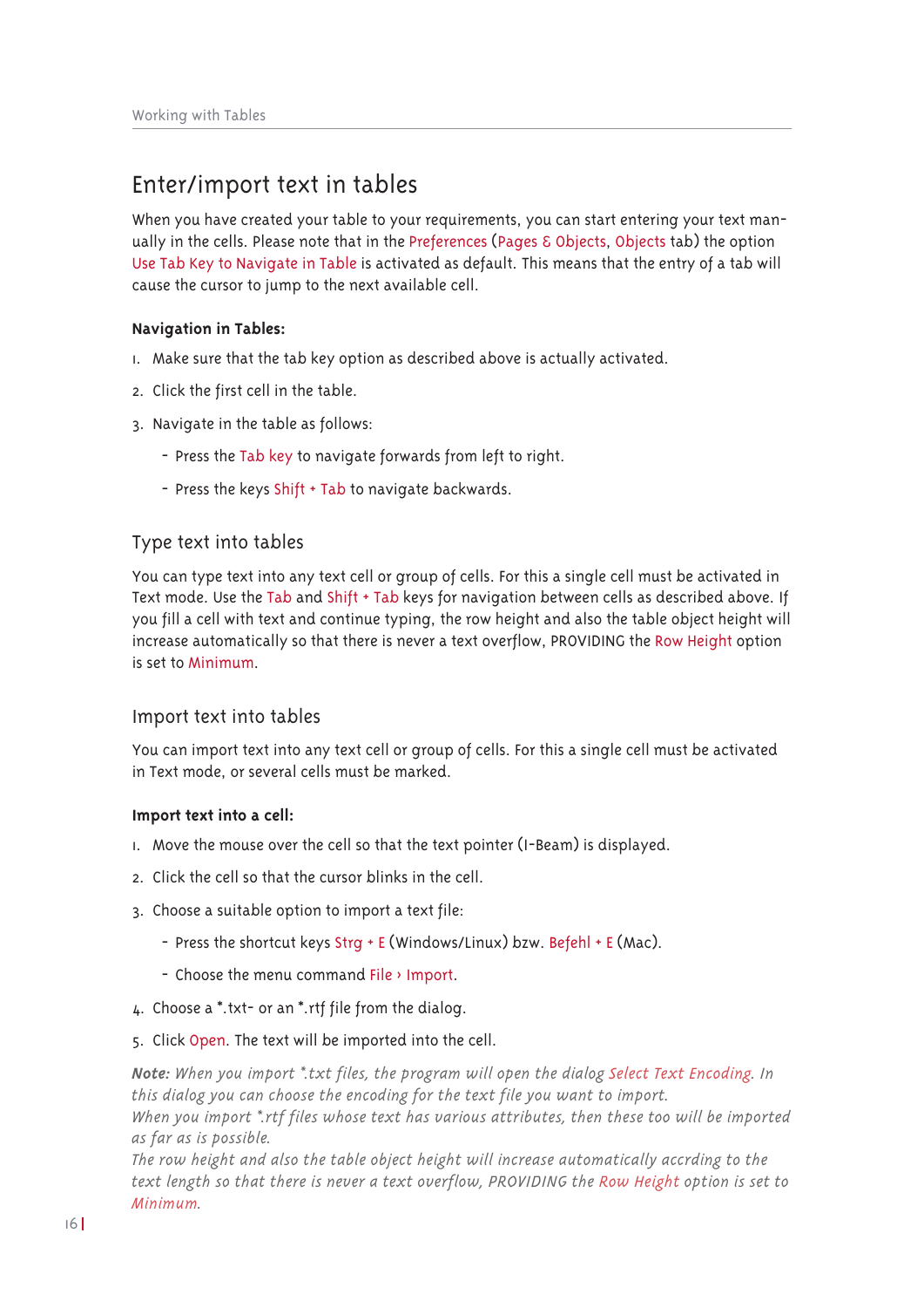# Enter/import text in tables

When you have created your table to your requirements, you can start entering your text manually in the cells. Please note that in the Preferences (Pages & Objects, Objects tab) the option Use Tab Key to Navigate in Table is activated as default. This means that the entry of a tab will cause the cursor to jump to the next available cell.

**Navigation in Tables:**

1. Make sure that the tab key option as described above is actually activated.
2. Click the first cell in the table.
3. Navigate in the table as follows:
   - Press the Tab key to navigate forwards from left to right.
   - Press the keys Shift + Tab to navigate backwards.

## Type text into tables

You can type text into any text cell or group of cells. For this a single cell must be activated in Text mode. Use the Tab and Shift + Tab keys for navigation between cells as described above. If you fill a cell with text and continue typing, the row height and also the table object height will increase automatically so that there is never a text overflow, PROVIDING the Row Height option is set to Minimum.

## Import text into tables

You can import text into any text cell or group of cells. For this a single cell must be activated in Text mode, or several cells must be marked.

**Import text into a cell:**

1. Move the mouse over the cell so that the text pointer (I-Beam) is displayed.
2. Click the cell so that the cursor blinks in the cell.
3. Choose a suitable option to import a text file:
   - Press the shortcut keys Strg + E (Windows/Linux) bzw. Befehl + E (Mac).
   - Choose the menu command File › Import.
4. Choose a *.txt- or an *.rtf file from the dialog.
5. Click Open. The text will be imported into the cell.

***Note:*** *When you import *.txt files, the program will open the dialog Select Text Encoding. In this dialog you can choose the encoding for the text file you want to import.*
*When you import *.rtf files whose text has various attributes, then these too will be imported as far as is possible.*
*The row height and also the table object height will increase automatically accrding to the text length so that there is never a text overflow, PROVIDING the Row Height option is set to Minimum.*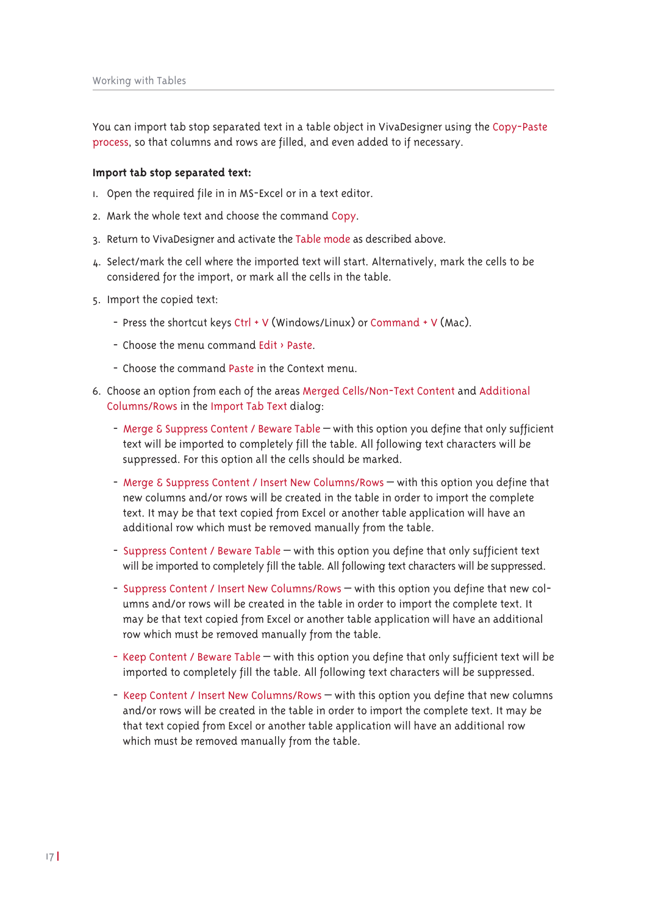You can import tab stop separated text in a table object in VivaDesigner using the Copy-Paste process, so that columns and rows are filled, and even added to if necessary.

**Import tab stop separated text:**

1. Open the required file in in MS-Excel or in a text editor.
2. Mark the whole text and choose the command Copy.
3. Return to VivaDesigner and activate the Table mode as described above.
4. Select/mark the cell where the imported text will start. Alternatively, mark the cells to be considered for the import, or mark all the cells in the table.
5. Import the copied text:
   - Press the shortcut keys Ctrl + V (Windows/Linux) or Command + V (Mac).
   - Choose the menu command Edit › Paste.
   - Choose the command Paste in the Context menu.
6. Choose an option from each of the areas Merged Cells/Non-Text Content and Additional Columns/Rows in the Import Tab Text dialog:
   - Merge & Suppress Content / Beware Table – with this option you define that only sufficient text will be imported to completely fill the table. All following text characters will be suppressed. For this option all the cells should be marked.
   - Merge & Suppress Content / Insert New Columns/Rows – with this option you define that new columns and/or rows will be created in the table in order to import the complete text. It may be that text copied from Excel or another table application will have an additional row which must be removed manually from the table.
   - Suppress Content / Beware Table – with this option you define that only sufficient text will be imported to completely fill the table. All following text characters will be suppressed.
   - Suppress Content / Insert New Columns/Rows – with this option you define that new columns and/or rows will be created in the table in order to import the complete text. It may be that text copied from Excel or another table application will have an additional row which must be removed manually from the table.
   - Keep Content / Beware Table – with this option you define that only sufficient text will be imported to completely fill the table. All following text characters will be suppressed.
   - Keep Content / Insert New Columns/Rows – with this option you define that new columns and/or rows will be created in the table in order to import the complete text. It may be that text copied from Excel or another table application will have an additional row which must be removed manually from the table.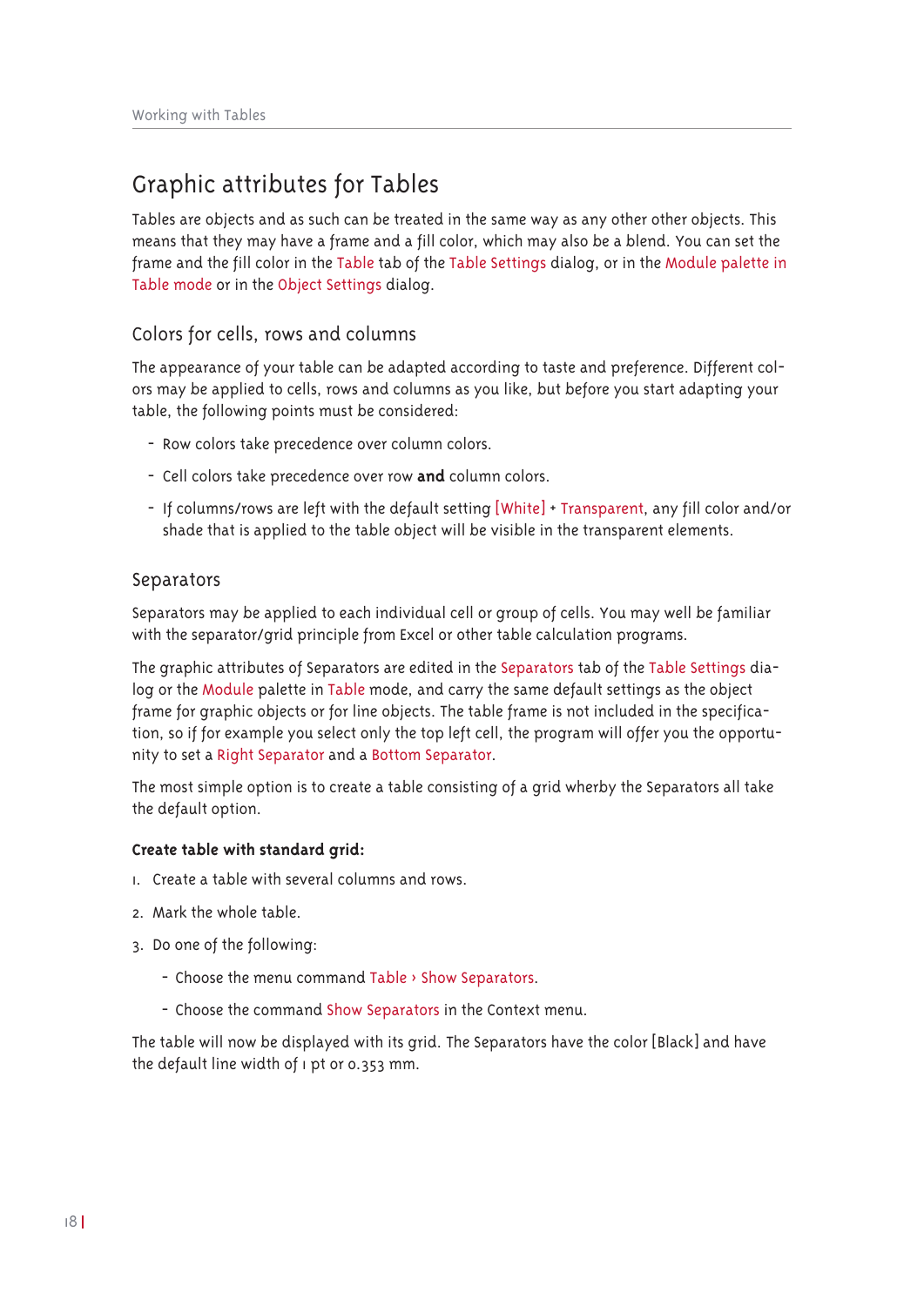## Graphic attributes for Tables

Tables are objects and as such can be treated in the same way as any other other objects. This means that they may have a frame and a fill color, which may also be a blend. You can set the frame and the fill color in the Table tab of the Table Settings dialog, or in the Module palette in Table mode or in the Object Settings dialog.

### Colors for cells, rows and columns

The appearance of your table can be adapted according to taste and preference. Different colors may be applied to cells, rows and columns as you like, but before you start adapting your table, the following points must be considered:

- Row colors take precedence over column colors.
- Cell colors take precedence over row **and** column colors.
- If columns/rows are left with the default setting [White] + Transparent, any fill color and/or shade that is applied to the table object will be visible in the transparent elements.

### Separators

Separators may be applied to each individual cell or group of cells. You may well be familiar with the separator/grid principle from Excel or other table calculation programs.

The graphic attributes of Separators are edited in the Separators tab of the Table Settings dialog or the Module palette in Table mode, and carry the same default settings as the object frame for graphic objects or for line objects. The table frame is not included in the specification, so if for example you select only the top left cell, the program will offer you the opportunity to set a Right Separator and a Bottom Separator.

The most simple option is to create a table consisting of a grid wherby the Separators all take the default option.

**Create table with standard grid:**

1. Create a table with several columns and rows.
2. Mark the whole table.
3. Do one of the following:
   - Choose the menu command Table › Show Separators.
   - Choose the command Show Separators in the Context menu.

The table will now be displayed with its grid. The Separators have the color [Black] and have the default line width of 1 pt or 0.353 mm.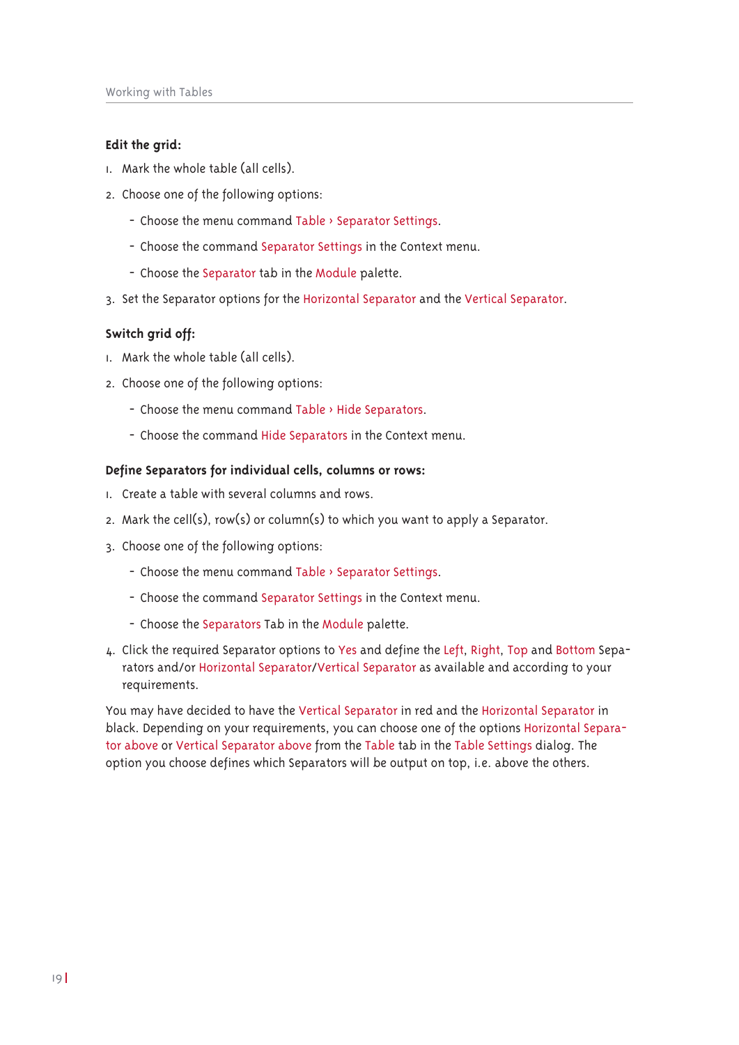**Edit the grid:**

1. Mark the whole table (all cells).
2. Choose one of the following options:
   - Choose the menu command Table › Separator Settings.
   - Choose the command Separator Settings in the Context menu.
   - Choose the Separator tab in the Module palette.
3. Set the Separator options for the Horizontal Separator and the Vertical Separator.

**Switch grid off:**

1. Mark the whole table (all cells).
2. Choose one of the following options:
   - Choose the menu command Table › Hide Separators.
   - Choose the command Hide Separators in the Context menu.

**Define Separators for individual cells, columns or rows:**

1. Create a table with several columns and rows.
2. Mark the cell(s), row(s) or column(s) to which you want to apply a Separator.
3. Choose one of the following options:
   - Choose the menu command Table › Separator Settings.
   - Choose the command Separator Settings in the Context menu.
   - Choose the Separators Tab in the Module palette.
4. Click the required Separator options to Yes and define the Left, Right, Top and Bottom Separators and/or Horizontal Separator/Vertical Separator as available and according to your requirements.

You may have decided to have the Vertical Separator in red and the Horizontal Separator in black. Depending on your requirements, you can choose one of the options Horizontal Separator above or Vertical Separator above from the Table tab in the Table Settings dialog. The option you choose defines which Separators will be output on top, i.e. above the others.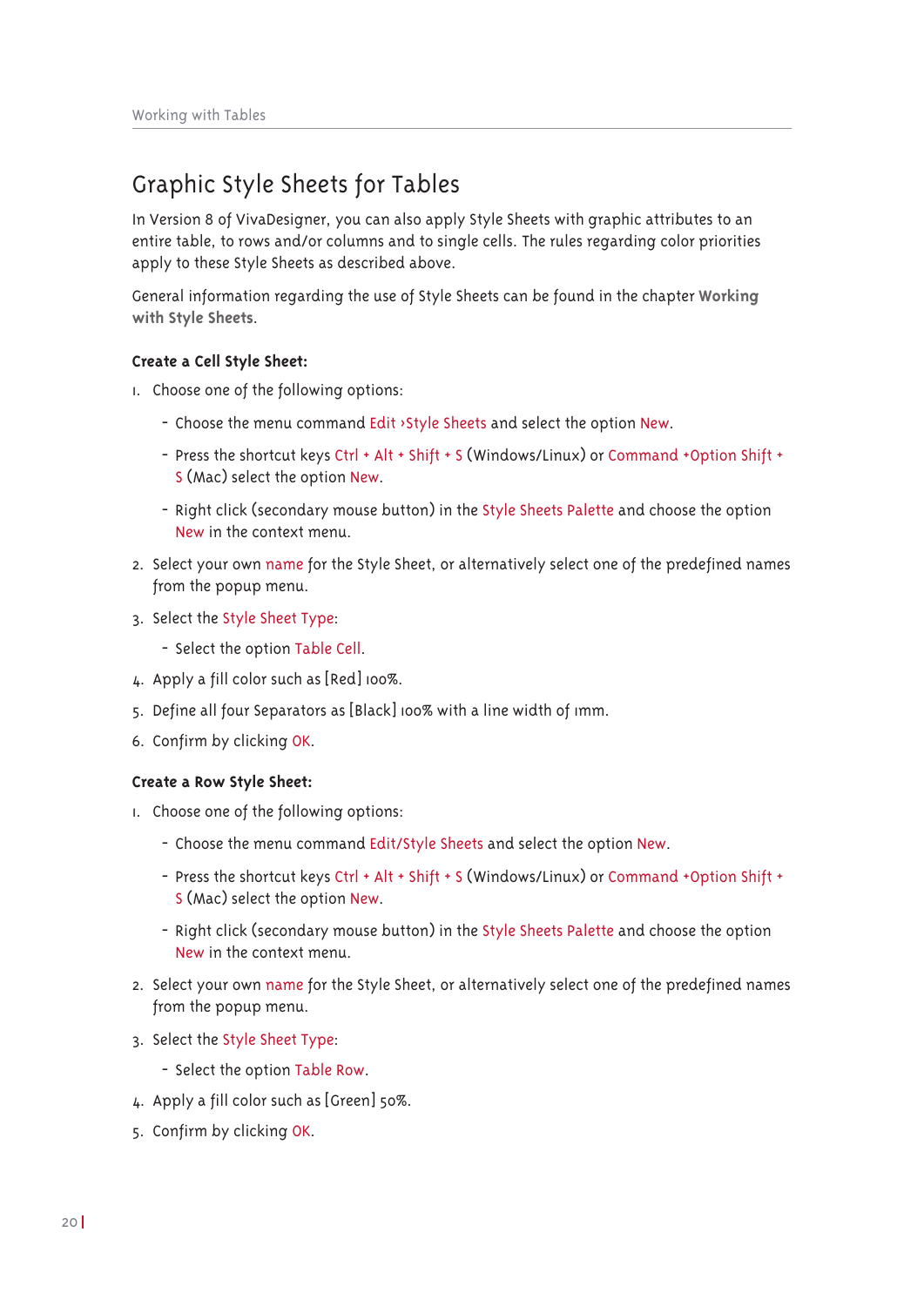## Graphic Style Sheets for Tables

In Version 8 of VivaDesigner, you can also apply Style Sheets with graphic attributes to an entire table, to rows and/or columns and to single cells. The rules regarding color priorities apply to these Style Sheets as described above.

General information regarding the use of Style Sheets can be found in the chapter **Working with Style Sheets**.

**Create a Cell Style Sheet:**

1. Choose one of the following options:
   - Choose the menu command Edit ›Style Sheets and select the option New.
   - Press the shortcut keys Ctrl + Alt + Shift + S (Windows/Linux) or Command +Option Shift + S (Mac) select the option New.
   - Right click (secondary mouse button) in the Style Sheets Palette and choose the option New in the context menu.
2. Select your own name for the Style Sheet, or alternatively select one of the predefined names from the popup menu.
3. Select the Style Sheet Type:
   - Select the option Table Cell.
4. Apply a fill color such as [Red] 100%.
5. Define all four Separators as [Black] 100% with a line width of 1mm.
6. Confirm by clicking OK.

**Create a Row Style Sheet:**

1. Choose one of the following options:
   - Choose the menu command Edit/Style Sheets and select the option New.
   - Press the shortcut keys Ctrl + Alt + Shift + S (Windows/Linux) or Command +Option Shift + S (Mac) select the option New.
   - Right click (secondary mouse button) in the Style Sheets Palette and choose the option New in the context menu.
2. Select your own name for the Style Sheet, or alternatively select one of the predefined names from the popup menu.
3. Select the Style Sheet Type:
   - Select the option Table Row.
4. Apply a fill color such as [Green] 50%.
5. Confirm by clicking OK.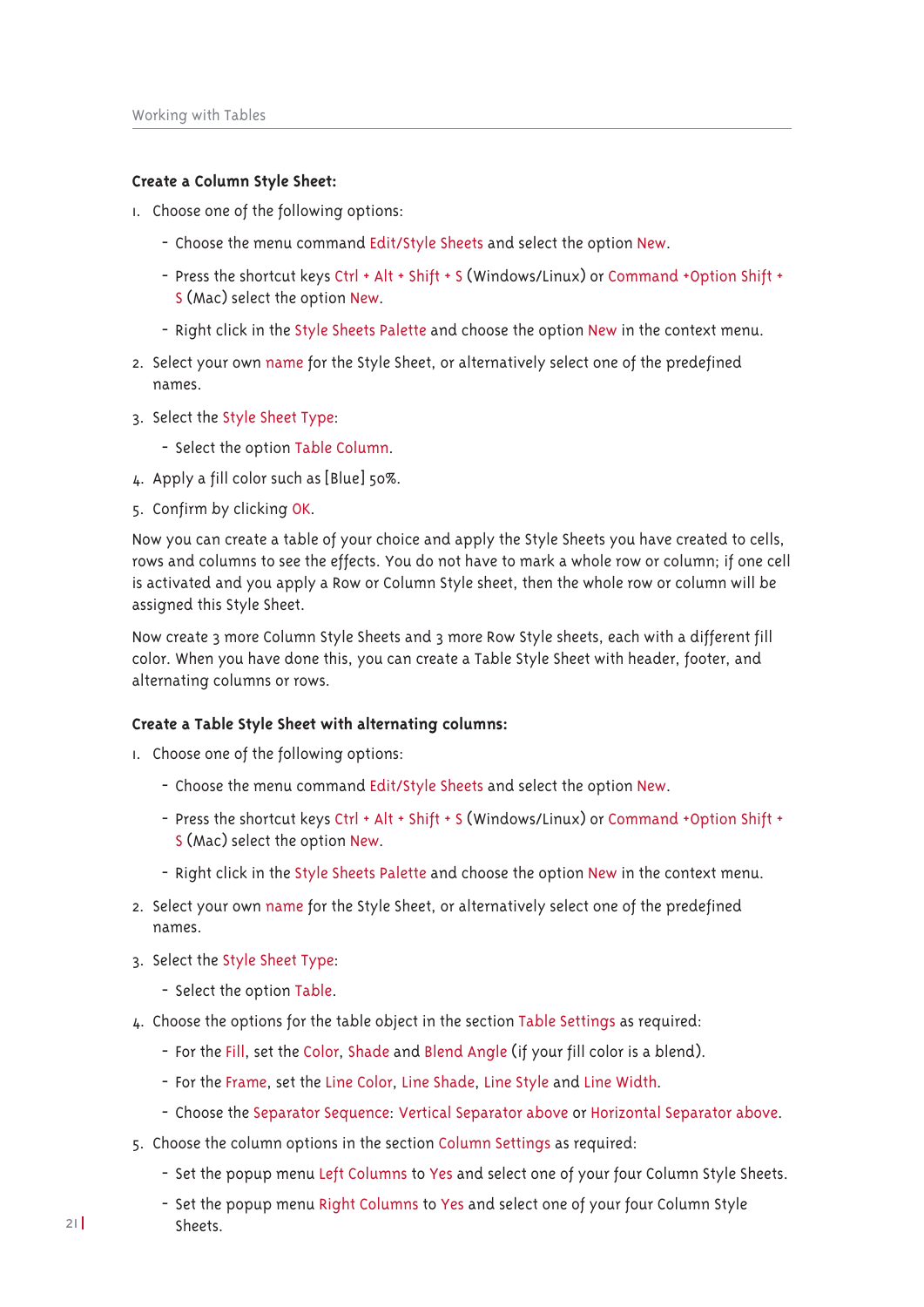**Create a Column Style Sheet:**

1. Choose one of the following options:
   - Choose the menu command Edit/Style Sheets and select the option New.
   - Press the shortcut keys Ctrl + Alt + Shift + S (Windows/Linux) or Command +Option Shift + S (Mac) select the option New.
   - Right click in the Style Sheets Palette and choose the option New in the context menu.
2. Select your own name for the Style Sheet, or alternatively select one of the predefined names.
3. Select the Style Sheet Type:
   - Select the option Table Column.
4. Apply a fill color such as [Blue] 50%.
5. Confirm by clicking OK.

Now you can create a table of your choice and apply the Style Sheets you have created to cells, rows and columns to see the effects. You do not have to mark a whole row or column; if one cell is activated and you apply a Row or Column Style sheet, then the whole row or column will be assigned this Style Sheet.

Now create 3 more Column Style Sheets and 3 more Row Style sheets, each with a different fill color. When you have done this, you can create a Table Style Sheet with header, footer, and alternating columns or rows.

**Create a Table Style Sheet with alternating columns:**

1. Choose one of the following options:
   - Choose the menu command Edit/Style Sheets and select the option New.
   - Press the shortcut keys Ctrl + Alt + Shift + S (Windows/Linux) or Command +Option Shift + S (Mac) select the option New.
   - Right click in the Style Sheets Palette and choose the option New in the context menu.
2. Select your own name for the Style Sheet, or alternatively select one of the predefined names.
3. Select the Style Sheet Type:
   - Select the option Table.
4. Choose the options for the table object in the section Table Settings as required:
   - For the Fill, set the Color, Shade and Blend Angle (if your fill color is a blend).
   - For the Frame, set the Line Color, Line Shade, Line Style and Line Width.
   - Choose the Separator Sequence: Vertical Separator above or Horizontal Separator above.
5. Choose the column options in the section Column Settings as required:
   - Set the popup menu Left Columns to Yes and select one of your four Column Style Sheets.
   - Set the popup menu Right Columns to Yes and select one of your four Column Style Sheets.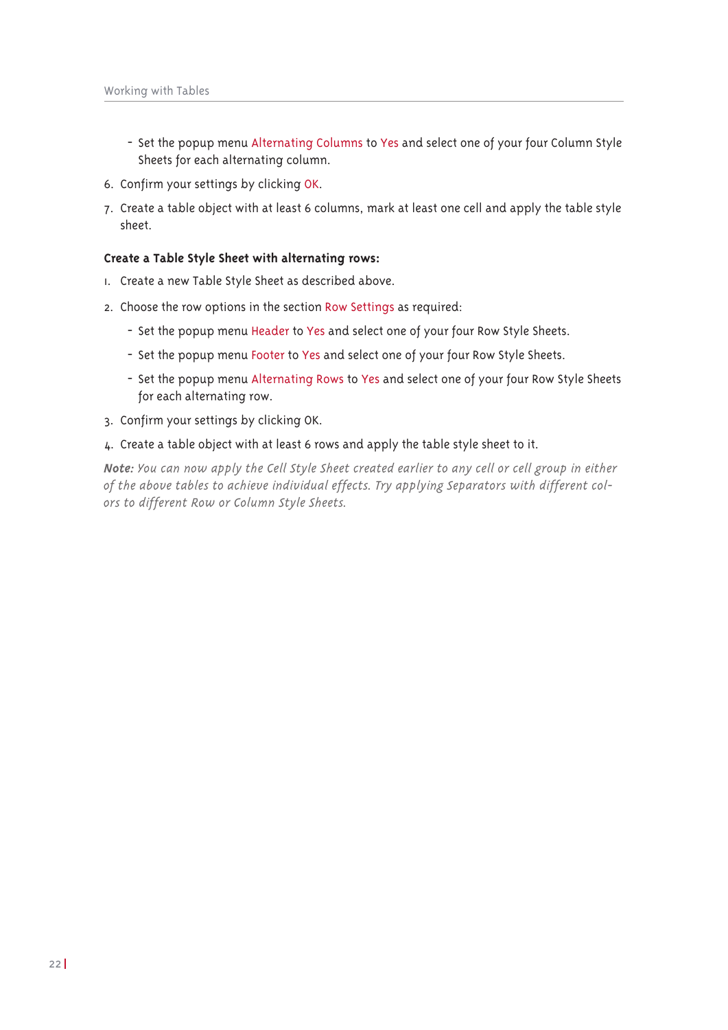- Set the popup menu Alternating Columns to Yes and select one of your four Column Style Sheets for each alternating column.

6. Confirm your settings by clicking OK.
7. Create a table object with at least 6 columns, mark at least one cell and apply the table style sheet.

**Create a Table Style Sheet with alternating rows:**

1. Create a new Table Style Sheet as described above.
2. Choose the row options in the section Row Settings as required:
   - Set the popup menu Header to Yes and select one of your four Row Style Sheets.
   - Set the popup menu Footer to Yes and select one of your four Row Style Sheets.
   - Set the popup menu Alternating Rows to Yes and select one of your four Row Style Sheets for each alternating row.
3. Confirm your settings by clicking OK.
4. Create a table object with at least 6 rows and apply the table style sheet to it.

***Note:*** *You can now apply the Cell Style Sheet created earlier to any cell or cell group in either of the above tables to achieve individual effects. Try applying Separators with different colors to different Row or Column Style Sheets.*